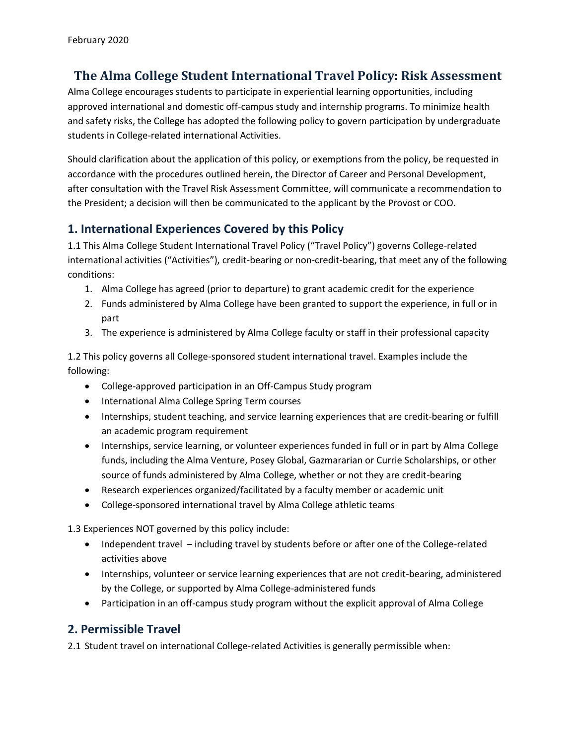February 2020

# The Alma College Student International Travel Policy: Risk Assessment

Alma College encourages students to participate in experiential learning opportunities, including approved international and domestic off-campus study and internship programs. To minimize health and safety risks, the College has adopted the following policy to govern participation by undergraduate students in College-related international Activities.

Should clarification about the application of this policy, or exemptions from the policy, be requested in accordance with the procedures outlined herein, the Director of Career and Personal Development, after consultation with the Travel Risk Assessment Committee, will communicate a recommendation to the President; a decision will then be communicated to the applicant by the Provost or COO.

## 1. International Experiences Covered by this Policy

1.1 This Alma College Student International Travel Policy ("Travel Policy") governs College-related international activities ("Activities"), credit-bearing or non-credit-bearing, that meet any of the following conditions:

1. Alma College has agreed (prior to departure) to grant academic credit for the experience
2. Funds administered by Alma College have been granted to support the experience, in full or in part
3. The experience is administered by Alma College faculty or staff in their professional capacity

1.2 This policy governs all College-sponsored student international travel. Examples include the following:

- College-approved participation in an Off-Campus Study program
- International Alma College Spring Term courses
- Internships, student teaching, and service learning experiences that are credit-bearing or fulfill an academic program requirement
- Internships, service learning, or volunteer experiences funded in full or in part by Alma College funds, including the Alma Venture, Posey Global, Gazmararian or Currie Scholarships, or other source of funds administered by Alma College, whether or not they are credit-bearing
- Research experiences organized/facilitated by a faculty member or academic unit
- College-sponsored international travel by Alma College athletic teams

1.3 Experiences NOT governed by this policy include:

- Independent travel – including travel by students before or after one of the College-related activities above
- Internships, volunteer or service learning experiences that are not credit-bearing, administered by the College, or supported by Alma College-administered funds
- Participation in an off-campus study program without the explicit approval of Alma College

## 2. Permissible Travel

2.1 Student travel on international College-related Activities is generally permissible when: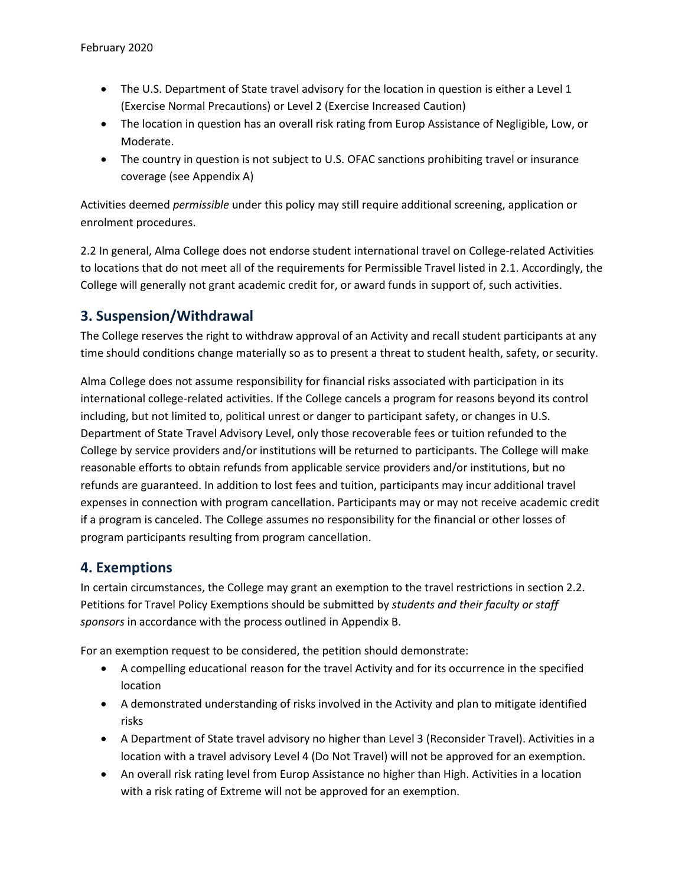- The U.S. Department of State travel advisory for the location in question is either a Level 1 (Exercise Normal Precautions) or Level 2 (Exercise Increased Caution)
- The location in question has an overall risk rating from Europ Assistance of Negligible, Low, or Moderate.
- The country in question is not subject to U.S. OFAC sanctions prohibiting travel or insurance coverage (see Appendix A)

Activities deemed *permissible* under this policy may still require additional screening, application or enrolment procedures.

2.2 In general, Alma College does not endorse student international travel on College-related Activities to locations that do not meet all of the requirements for Permissible Travel listed in 2.1. Accordingly, the College will generally not grant academic credit for, or award funds in support of, such activities.

## 3. Suspension/Withdrawal

The College reserves the right to withdraw approval of an Activity and recall student participants at any time should conditions change materially so as to present a threat to student health, safety, or security.

Alma College does not assume responsibility for financial risks associated with participation in its international college-related activities. If the College cancels a program for reasons beyond its control including, but not limited to, political unrest or danger to participant safety, or changes in U.S. Department of State Travel Advisory Level, only those recoverable fees or tuition refunded to the College by service providers and/or institutions will be returned to participants. The College will make reasonable efforts to obtain refunds from applicable service providers and/or institutions, but no refunds are guaranteed. In addition to lost fees and tuition, participants may incur additional travel expenses in connection with program cancellation. Participants may or may not receive academic credit if a program is canceled. The College assumes no responsibility for the financial or other losses of program participants resulting from program cancellation.

## 4. Exemptions

In certain circumstances, the College may grant an exemption to the travel restrictions in section 2.2. Petitions for Travel Policy Exemptions should be submitted by *students and their faculty or staff sponsors* in accordance with the process outlined in Appendix B.

For an exemption request to be considered, the petition should demonstrate:

- A compelling educational reason for the travel Activity and for its occurrence in the specified location
- A demonstrated understanding of risks involved in the Activity and plan to mitigate identified risks
- A Department of State travel advisory no higher than Level 3 (Reconsider Travel). Activities in a location with a travel advisory Level 4 (Do Not Travel) will not be approved for an exemption.
- An overall risk rating level from Europ Assistance no higher than High. Activities in a location with a risk rating of Extreme will not be approved for an exemption.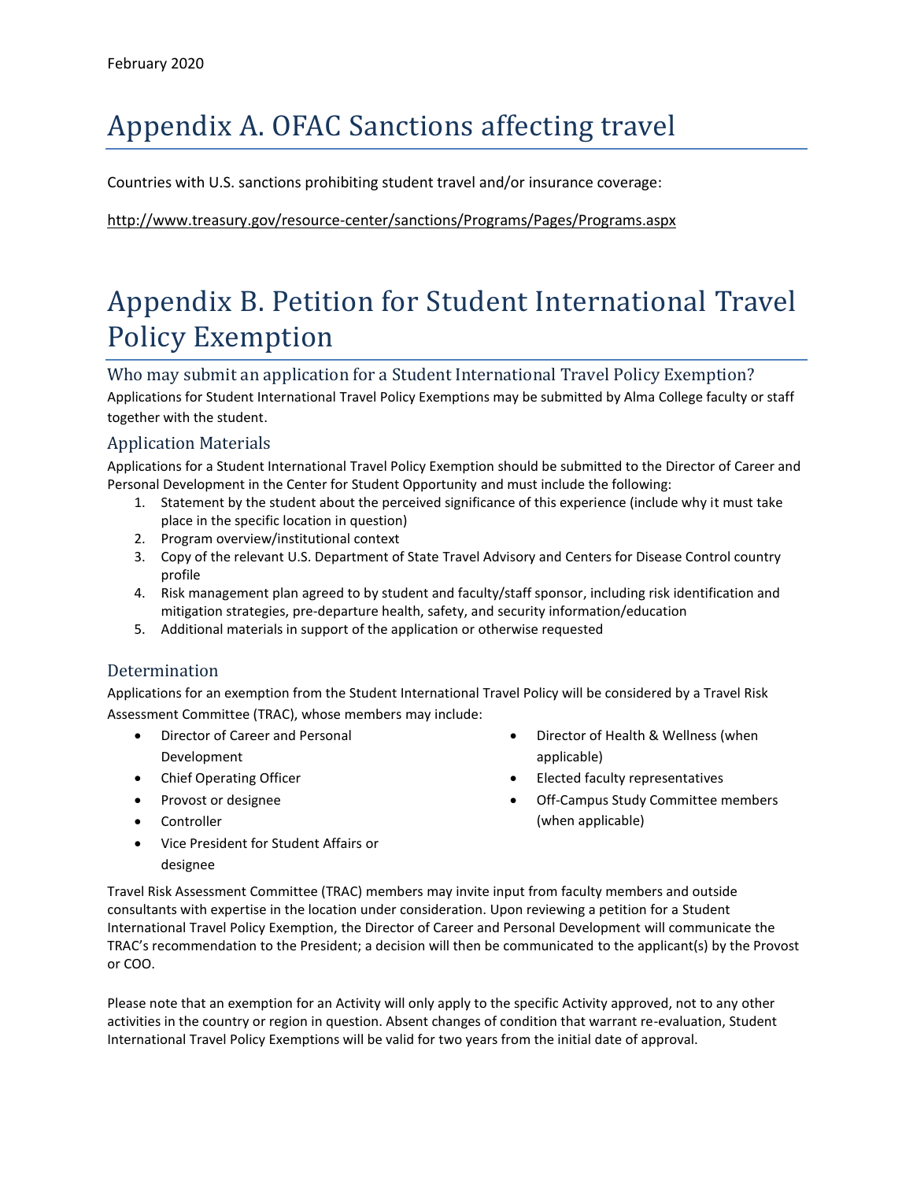February 2020

# Appendix A. OFAC Sanctions affecting travel

Countries with U.S. sanctions prohibiting student travel and/or insurance coverage:

http://www.treasury.gov/resource-center/sanctions/Programs/Pages/Programs.aspx

# Appendix B. Petition for Student International Travel Policy Exemption

## Who may submit an application for a Student International Travel Policy Exemption?

Applications for Student International Travel Policy Exemptions may be submitted by Alma College faculty or staff together with the student.

## Application Materials

Applications for a Student International Travel Policy Exemption should be submitted to the Director of Career and Personal Development in the Center for Student Opportunity and must include the following:

1. Statement by the student about the perceived significance of this experience (include why it must take place in the specific location in question)
2. Program overview/institutional context
3. Copy of the relevant U.S. Department of State Travel Advisory and Centers for Disease Control country profile
4. Risk management plan agreed to by student and faculty/staff sponsor, including risk identification and mitigation strategies, pre-departure health, safety, and security information/education
5. Additional materials in support of the application or otherwise requested

## Determination

Applications for an exemption from the Student International Travel Policy will be considered by a Travel Risk Assessment Committee (TRAC), whose members may include:

- Director of Career and Personal Development
- Chief Operating Officer
- Provost or designee
- Controller
- Vice President for Student Affairs or designee
- Director of Health & Wellness (when applicable)
- Elected faculty representatives
- Off-Campus Study Committee members (when applicable)

Travel Risk Assessment Committee (TRAC) members may invite input from faculty members and outside consultants with expertise in the location under consideration. Upon reviewing a petition for a Student International Travel Policy Exemption, the Director of Career and Personal Development will communicate the TRAC's recommendation to the President; a decision will then be communicated to the applicant(s) by the Provost or COO.

Please note that an exemption for an Activity will only apply to the specific Activity approved, not to any other activities in the country or region in question. Absent changes of condition that warrant re-evaluation, Student International Travel Policy Exemptions will be valid for two years from the initial date of approval.